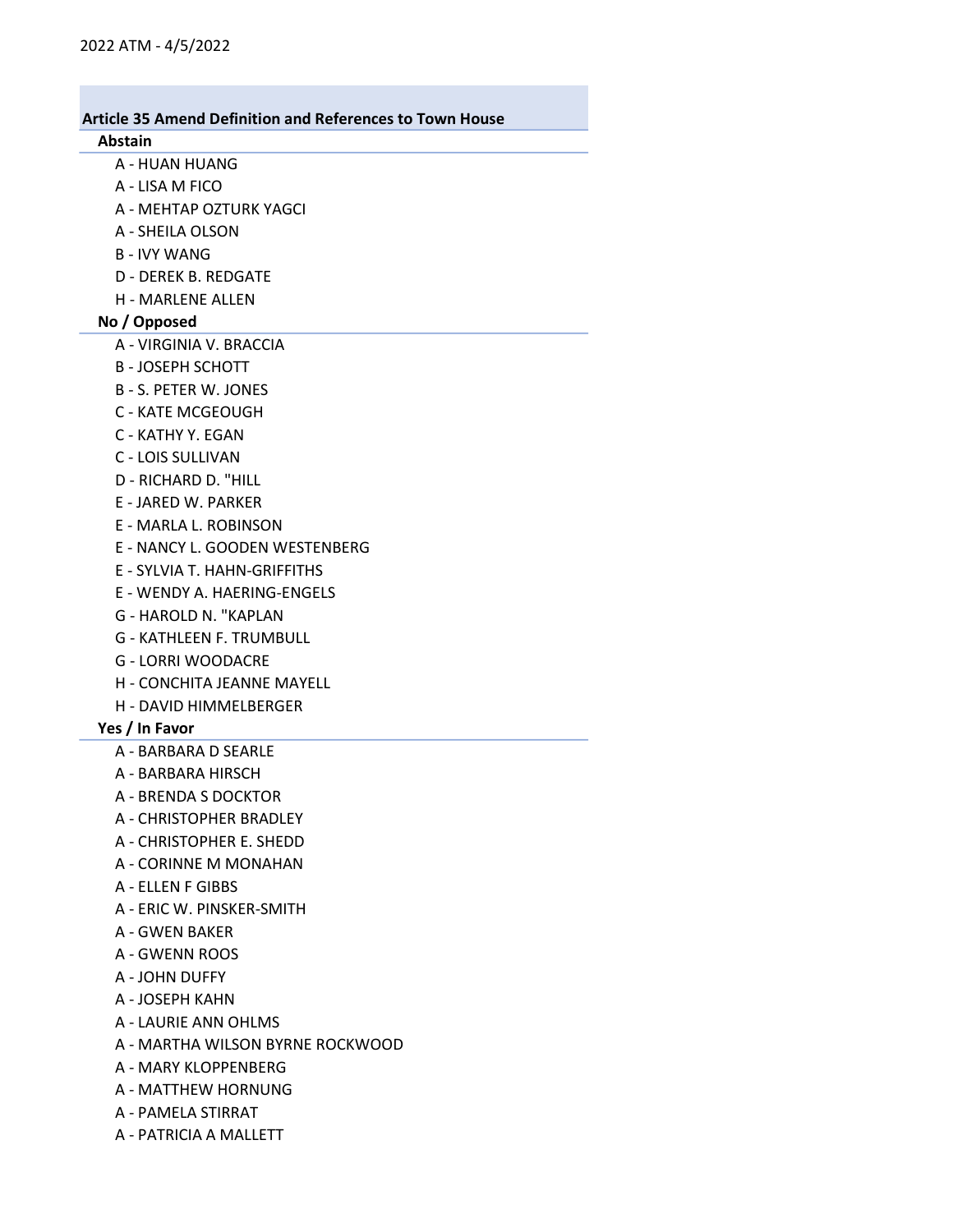2022 ATM - 4/5/2022

## Article 35 Amend Definition and References to Town House

### Abstain

- A - HUAN HUANG
- A - LISA M FICO
- A - MEHTAP OZTURK YAGCI
- A - SHEILA OLSON
- B - IVY WANG
- D - DEREK B. REDGATE
- H - MARLENE ALLEN

### No / Opposed

- A - VIRGINIA V. BRACCIA
- B - JOSEPH SCHOTT
- B - S. PETER W. JONES
- C - KATE MCGEOUGH
- C - KATHY Y. EGAN
- C - LOIS SULLIVAN
- D - RICHARD D. "HILL
- E - JARED W. PARKER
- E - MARLA L. ROBINSON
- E - NANCY L. GOODEN WESTENBERG
- E - SYLVIA T. HAHN-GRIFFITHS
- E - WENDY A. HAERING-ENGELS
- G - HAROLD N. "KAPLAN
- G - KATHLEEN F. TRUMBULL
- G - LORRI WOODACRE
- H - CONCHITA JEANNE MAYELL
- H - DAVID HIMMELBERGER

### Yes / In Favor

- A - BARBARA D SEARLE
- A - BARBARA HIRSCH
- A - BRENDA S DOCKTOR
- A - CHRISTOPHER BRADLEY
- A - CHRISTOPHER E. SHEDD
- A - CORINNE M MONAHAN
- A - ELLEN F GIBBS
- A - ERIC W. PINSKER-SMITH
- A - GWEN BAKER
- A - GWENN ROOS
- A - JOHN DUFFY
- A - JOSEPH KAHN
- A - LAURIE ANN OHLMS
- A - MARTHA WILSON BYRNE ROCKWOOD
- A - MARY KLOPPENBERG
- A - MATTHEW HORNUNG
- A - PAMELA STIRRAT
- A - PATRICIA A MALLETT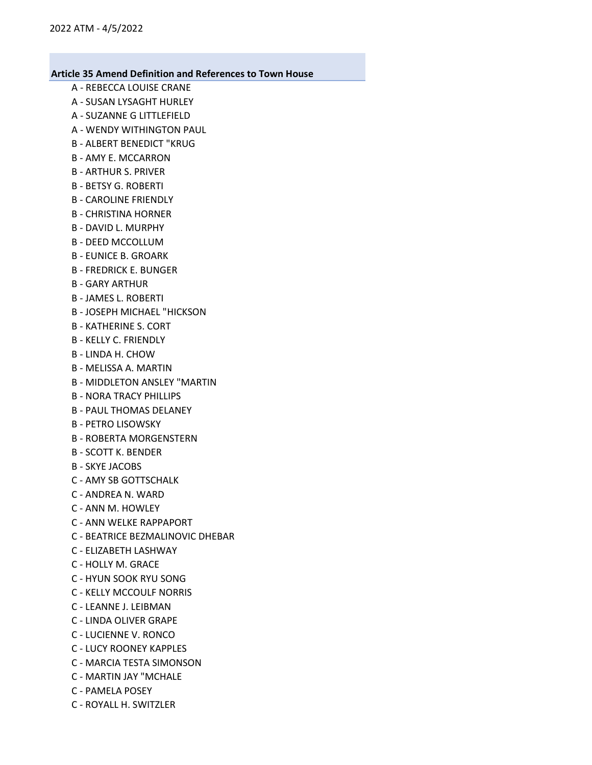### Article 35 Amend Definition and References to Town House

A - REBECCA LOUISE CRANE
A - SUSAN LYSAGHT HURLEY
A - SUZANNE G LITTLEFIELD
A - WENDY WITHINGTON PAUL
B - ALBERT BENEDICT "KRUG
B - AMY E. MCCARRON
B - ARTHUR S. PRIVER
B - BETSY G. ROBERTI
B - CAROLINE FRIENDLY
B - CHRISTINA HORNER
B - DAVID L. MURPHY
B - DEED MCCOLLUM
B - EUNICE B. GROARK
B - FREDRICK E. BUNGER
B - GARY ARTHUR
B - JAMES L. ROBERTI
B - JOSEPH MICHAEL "HICKSON
B - KATHERINE S. CORT
B - KELLY C. FRIENDLY
B - LINDA H. CHOW
B - MELISSA A. MARTIN
B - MIDDLETON ANSLEY "MARTIN
B - NORA TRACY PHILLIPS
B - PAUL THOMAS DELANEY
B - PETRO LISOWSKY
B - ROBERTA MORGENSTERN
B - SCOTT K. BENDER
B - SKYE JACOBS
C - AMY SB GOTTSCHALK
C - ANDREA N. WARD
C - ANN M. HOWLEY
C - ANN WELKE RAPPAPORT
C - BEATRICE BEZMALINOVIC DHEBAR
C - ELIZABETH LASHWAY
C - HOLLY M. GRACE
C - HYUN SOOK RYU SONG
C - KELLY MCCOULF NORRIS
C - LEANNE J. LEIBMAN
C - LINDA OLIVER GRAPE
C - LUCIENNE V. RONCO
C - LUCY ROONEY KAPPLES
C - MARCIA TESTA SIMONSON
C - MARTIN JAY "MCHALE
C - PAMELA POSEY
C - ROYALL H. SWITZLER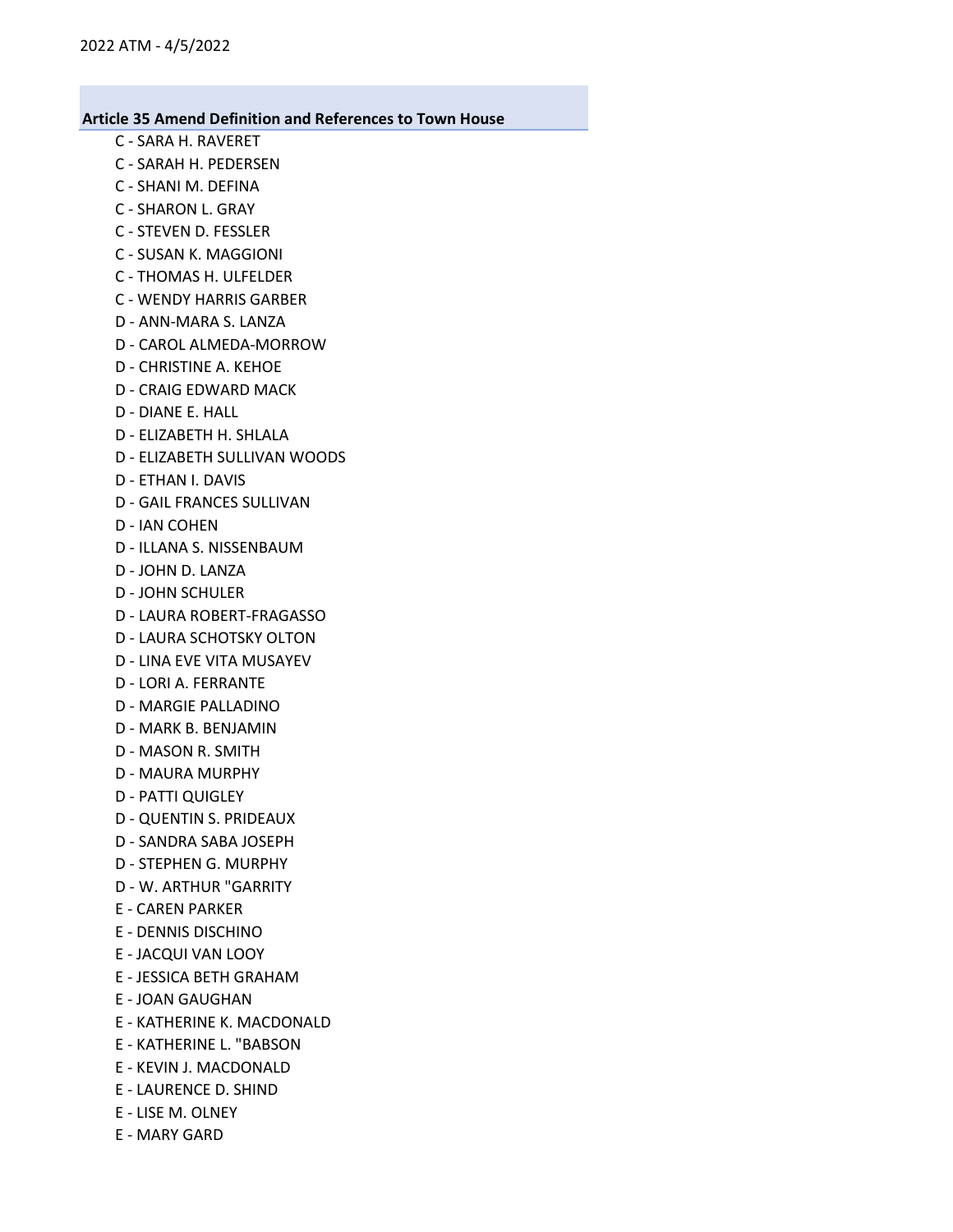### Article 35 Amend Definition and References to Town House

C - SARA H. RAVERET
C - SARAH H. PEDERSEN
C - SHANI M. DEFINA
C - SHARON L. GRAY
C - STEVEN D. FESSLER
C - SUSAN K. MAGGIONI
C - THOMAS H. ULFELDER
C - WENDY HARRIS GARBER
D - ANN-MARA S. LANZA
D - CAROL ALMEDA-MORROW
D - CHRISTINE A. KEHOE
D - CRAIG EDWARD MACK
D - DIANE E. HALL
D - ELIZABETH H. SHLALA
D - ELIZABETH SULLIVAN WOODS
D - ETHAN I. DAVIS
D - GAIL FRANCES SULLIVAN
D - IAN COHEN
D - ILLANA S. NISSENBAUM
D - JOHN D. LANZA
D - JOHN SCHULER
D - LAURA ROBERT-FRAGASSO
D - LAURA SCHOTSKY OLTON
D - LINA EVE VITA MUSAYEV
D - LORI A. FERRANTE
D - MARGIE PALLADINO
D - MARK B. BENJAMIN
D - MASON R. SMITH
D - MAURA MURPHY
D - PATTI QUIGLEY
D - QUENTIN S. PRIDEAUX
D - SANDRA SABA JOSEPH
D - STEPHEN G. MURPHY
D - W. ARTHUR "GARRITY
E - CAREN PARKER
E - DENNIS DISCHINO
E - JACQUI VAN LOOY
E - JESSICA BETH GRAHAM
E - JOAN GAUGHAN
E - KATHERINE K. MACDONALD
E - KATHERINE L. "BABSON
E - KEVIN J. MACDONALD
E - LAURENCE D. SHIND
E - LISE M. OLNEY
E - MARY GARD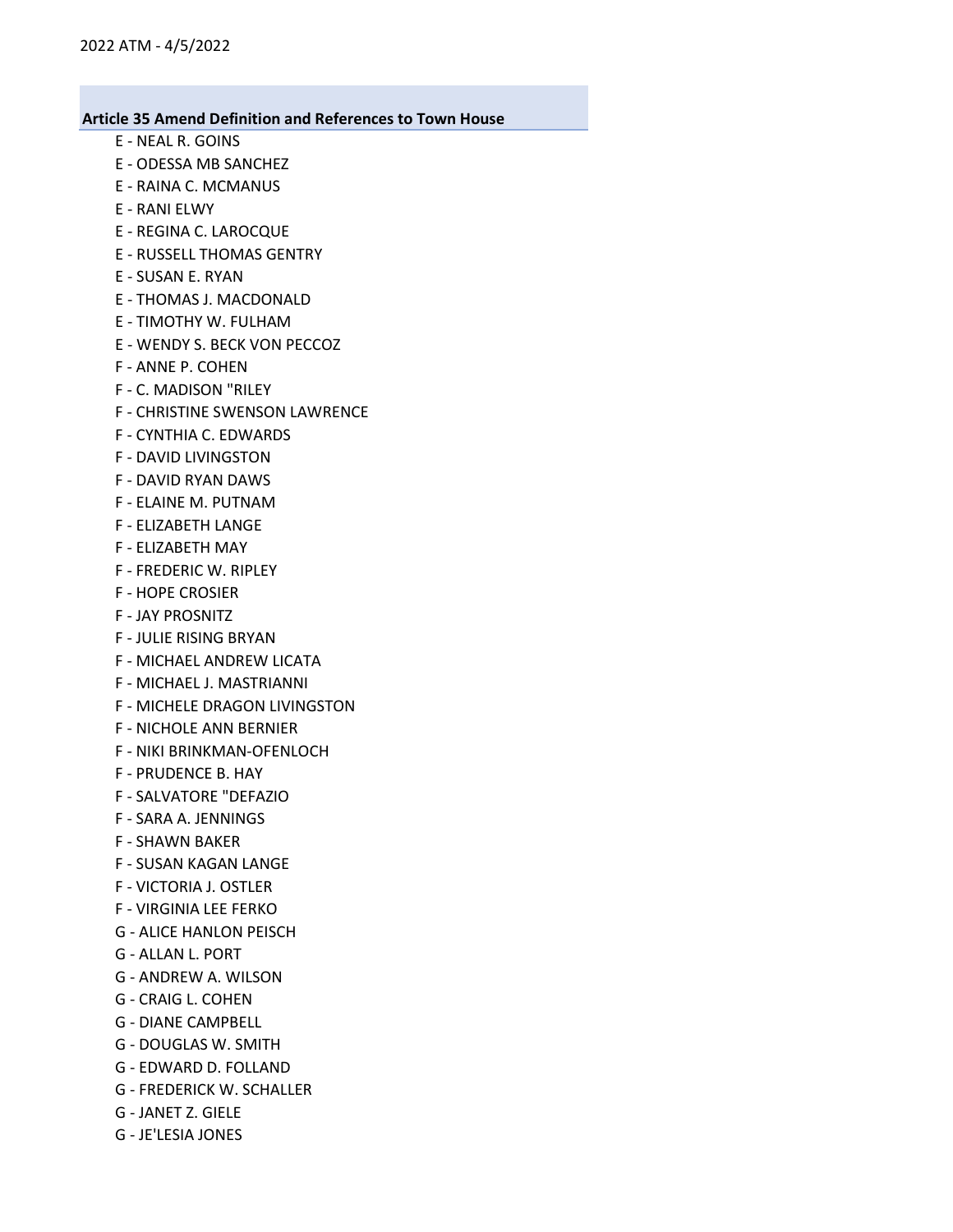## Article 35 Amend Definition and References to Town House

- E - NEAL R. GOINS
- E - ODESSA MB SANCHEZ
- E - RAINA C. MCMANUS
- E - RANI ELWY
- E - REGINA C. LAROCQUE
- E - RUSSELL THOMAS GENTRY
- E - SUSAN E. RYAN
- E - THOMAS J. MACDONALD
- E - TIMOTHY W. FULHAM
- E - WENDY S. BECK VON PECCOZ
- F - ANNE P. COHEN
- F - C. MADISON "RILEY
- F - CHRISTINE SWENSON LAWRENCE
- F - CYNTHIA C. EDWARDS
- F - DAVID LIVINGSTON
- F - DAVID RYAN DAWS
- F - ELAINE M. PUTNAM
- F - ELIZABETH LANGE
- F - ELIZABETH MAY
- F - FREDERIC W. RIPLEY
- F - HOPE CROSIER
- F - JAY PROSNITZ
- F - JULIE RISING BRYAN
- F - MICHAEL ANDREW LICATA
- F - MICHAEL J. MASTRIANNI
- F - MICHELE DRAGON LIVINGSTON
- F - NICHOLE ANN BERNIER
- F - NIKI BRINKMAN-OFENLOCH
- F - PRUDENCE B. HAY
- F - SALVATORE "DEFAZIO
- F - SARA A. JENNINGS
- F - SHAWN BAKER
- F - SUSAN KAGAN LANGE
- F - VICTORIA J. OSTLER
- F - VIRGINIA LEE FERKO
- G - ALICE HANLON PEISCH
- G - ALLAN L. PORT
- G - ANDREW A. WILSON
- G - CRAIG L. COHEN
- G - DIANE CAMPBELL
- G - DOUGLAS W. SMITH
- G - EDWARD D. FOLLAND
- G - FREDERICK W. SCHALLER
- G - JANET Z. GIELE
- G - JE'LESIA JONES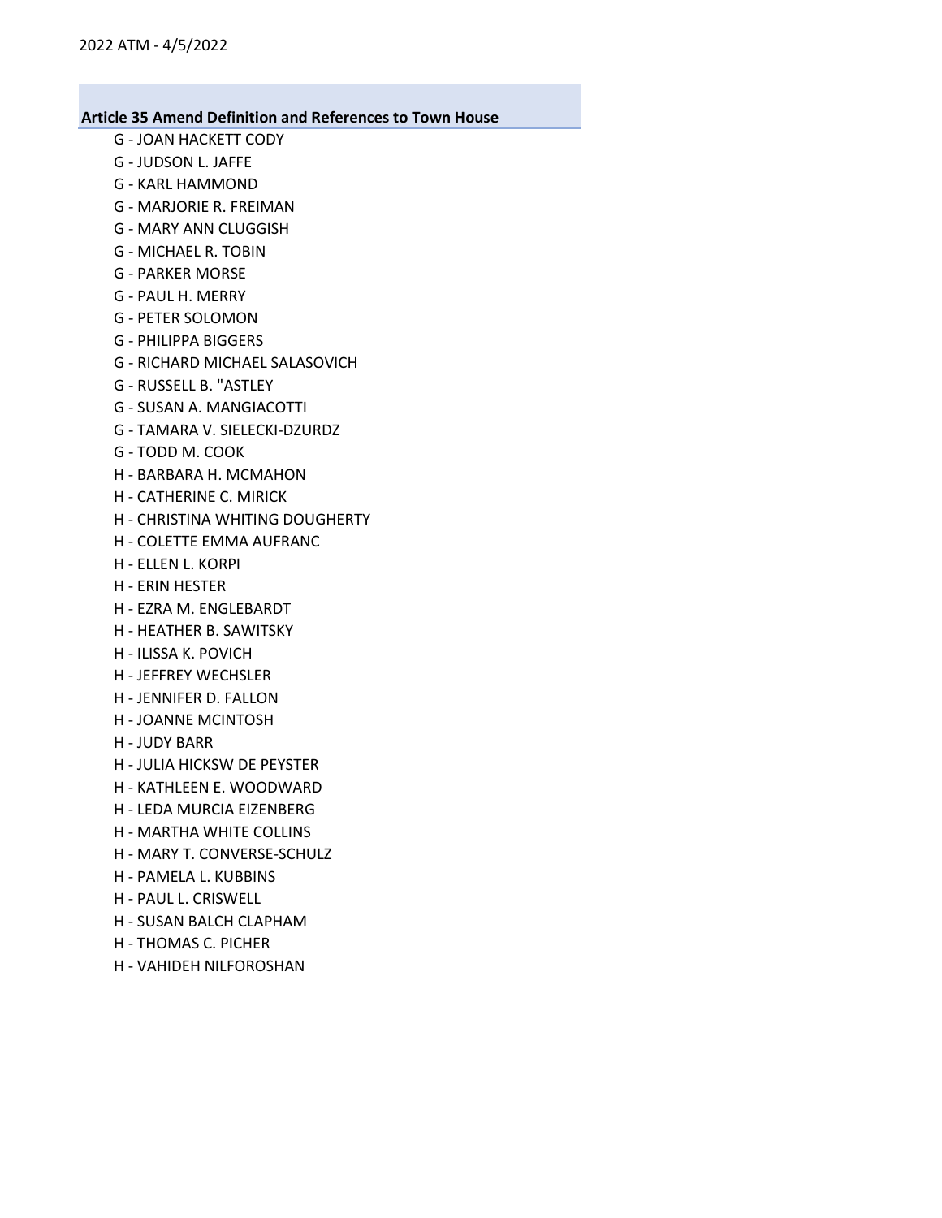### Article 35 Amend Definition and References to Town House

G - JOAN HACKETT CODY
G - JUDSON L. JAFFE
G - KARL HAMMOND
G - MARJORIE R. FREIMAN
G - MARY ANN CLUGGISH
G - MICHAEL R. TOBIN
G - PARKER MORSE
G - PAUL H. MERRY
G - PETER SOLOMON
G - PHILIPPA BIGGERS
G - RICHARD MICHAEL SALASOVICH
G - RUSSELL B. "ASTLEY
G - SUSAN A. MANGIACOTTI
G - TAMARA V. SIELECKI-DZURDZ
G - TODD M. COOK
H - BARBARA H. MCMAHON
H - CATHERINE C. MIRICK
H - CHRISTINA WHITING DOUGHERTY
H - COLETTE EMMA AUFRANC
H - ELLEN L. KORPI
H - ERIN HESTER
H - EZRA M. ENGLEBARDT
H - HEATHER B. SAWITSKY
H - ILISSA K. POVICH
H - JEFFREY WECHSLER
H - JENNIFER D. FALLON
H - JOANNE MCINTOSH
H - JUDY BARR
H - JULIA HICKSW DE PEYSTER
H - KATHLEEN E. WOODWARD
H - LEDA MURCIA EIZENBERG
H - MARTHA WHITE COLLINS
H - MARY T. CONVERSE-SCHULZ
H - PAMELA L. KUBBINS
H - PAUL L. CRISWELL
H - SUSAN BALCH CLAPHAM
H - THOMAS C. PICHER
H - VAHIDEH NILFOROSHAN